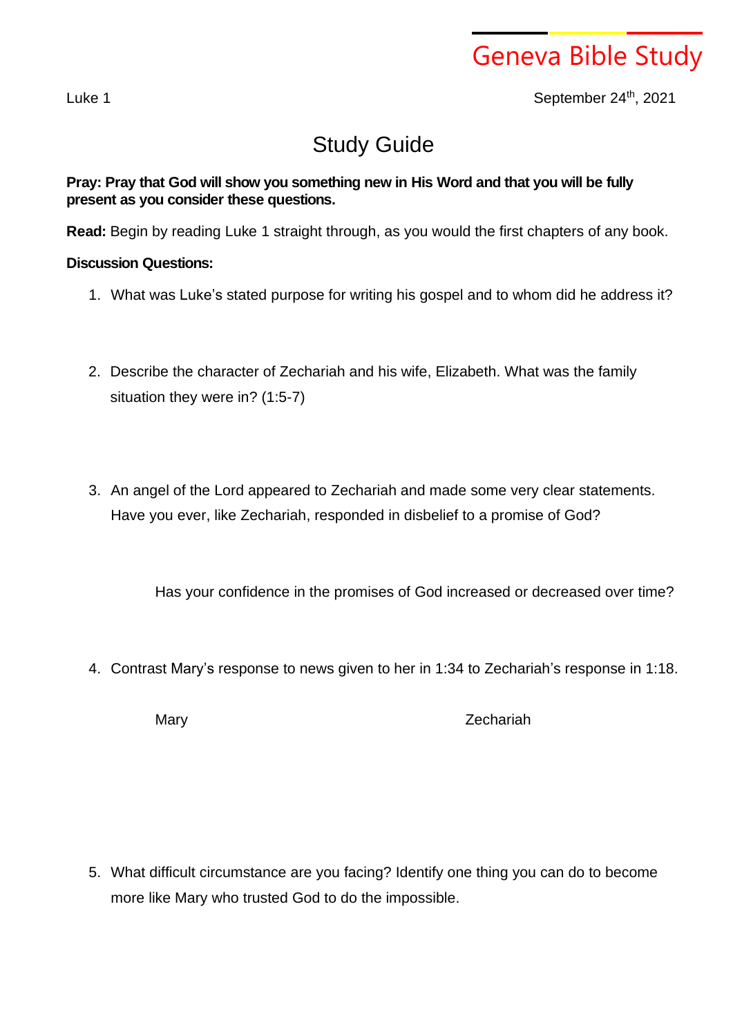# Geneva Bible Study

Luke 1

September 24th, 2021

## Study Guide

**Pray: Pray that God will show you something new in His Word and that you will be fully present as you consider these questions.**

**Read:** Begin by reading Luke 1 straight through, as you would the first chapters of any book.

**Discussion Questions:**

1. What was Luke's stated purpose for writing his gospel and to whom did he address it?

2. Describe the character of Zechariah and his wife, Elizabeth. What was the family situation they were in? (1:5-7)

3. An angel of the Lord appeared to Zechariah and made some very clear statements. Have you ever, like Zechariah, responded in disbelief to a promise of God?

   Has your confidence in the promises of God increased or decreased over time?

4. Contrast Mary's response to news given to her in 1:34 to Zechariah's response in 1:18.

   | Mary | Zechariah |
   | --- | --- |
   | | |

5. What difficult circumstance are you facing? Identify one thing you can do to become more like Mary who trusted God to do the impossible.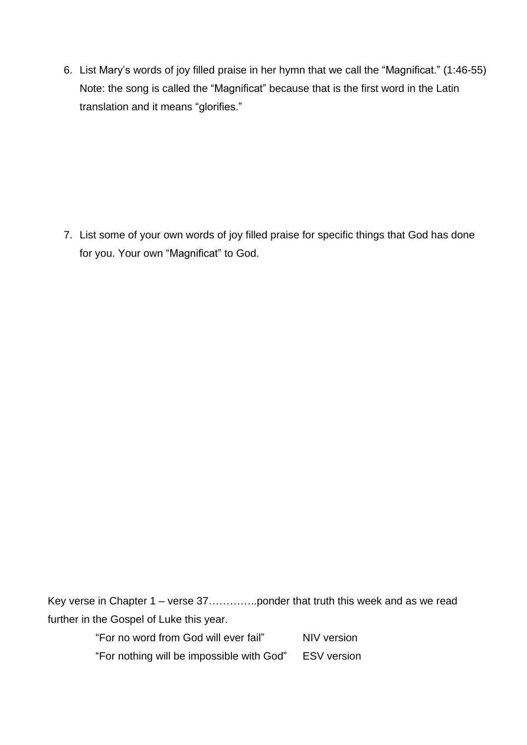6. List Mary's words of joy filled praise in her hymn that we call the "Magnificat." (1:46-55) Note: the song is called the "Magnificat" because that is the first word in the Latin translation and it means "glorifies."

7. List some of your own words of joy filled praise for specific things that God has done for you. Your own "Magnificat" to God.

Key verse in Chapter 1 – verse 37…………..ponder that truth this week and as we read further in the Gospel of Luke this year.

| | |
|---|---|
| "For no word from God will ever fail" | NIV version |
| "For nothing will be impossible with God" | ESV version |